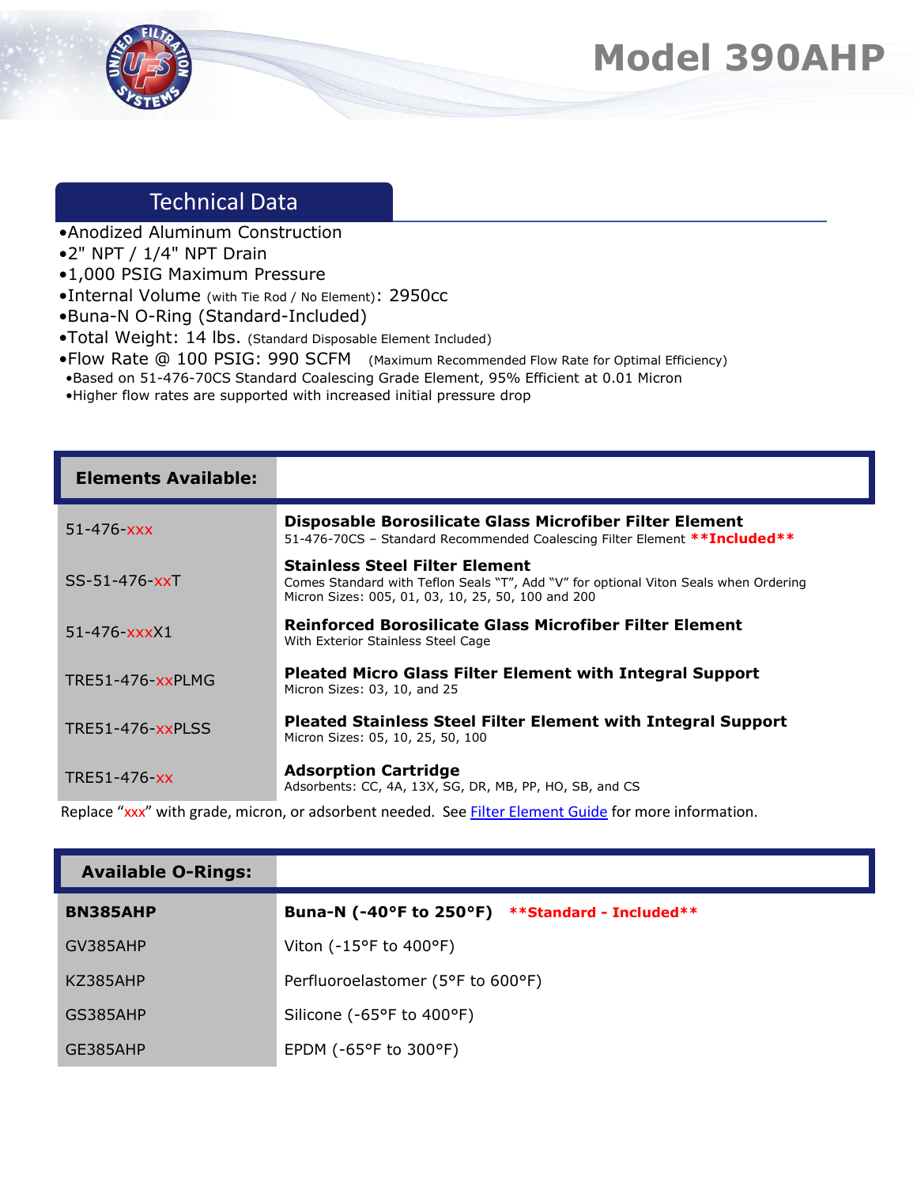# Model 390AHP

## Technical Data

- •Anodized Aluminum Construction
- •2" NPT / 1/4" NPT Drain
- •1,000 PSIG Maximum Pressure
- •Internal Volume (with Tie Rod / No Element): 2950cc
- •Buna-N O-Ring (Standard-Included)
- •Total Weight: 14 lbs. (Standard Disposable Element Included)
- •Flow Rate @ 100 PSIG: 990 SCFM (Maximum Recommended Flow Rate for Optimal Efficiency)
  - •Based on 51-476-70CS Standard Coalescing Grade Element, 95% Efficient at 0.01 Micron
  - •Higher flow rates are supported with increased initial pressure drop

| **Elements Available:** | |
|---|---|
| 51-476-xxx | **Disposable Borosilicate Glass Microfiber Filter Element**<br>51-476-70CS – Standard Recommended Coalescing Filter Element **\*\*Included\*\*** |
| SS-51-476-xxT | **Stainless Steel Filter Element**<br>Comes Standard with Teflon Seals "T", Add "V" for optional Viton Seals when Ordering<br>Micron Sizes: 005, 01, 03, 10, 25, 50, 100 and 200 |
| 51-476-xxxX1 | **Reinforced Borosilicate Glass Microfiber Filter Element**<br>With Exterior Stainless Steel Cage |
| TRE51-476-xxPLMG | **Pleated Micro Glass Filter Element with Integral Support**<br>Micron Sizes: 03, 10, and 25 |
| TRE51-476-xxPLSS | **Pleated Stainless Steel Filter Element with Integral Support**<br>Micron Sizes: 05, 10, 25, 50, 100 |
| TRE51-476-xx | **Adsorption Cartridge**<br>Adsorbents: CC, 4A, 13X, SG, DR, MB, PP, HO, SB, and CS |

Replace "xxx" with grade, micron, or adsorbent needed. See Filter Element Guide for more information.

| **Available O-Rings:** | |
|---|---|
| **BN385AHP** | **Buna-N (-40°F to 250°F)** **\*\*Standard - Included\*\*** |
| GV385AHP | Viton (-15°F to 400°F) |
| KZ385AHP | Perfluoroelastomer (5°F to 600°F) |
| GS385AHP | Silicone (-65°F to 400°F) |
| GE385AHP | EPDM (-65°F to 300°F) |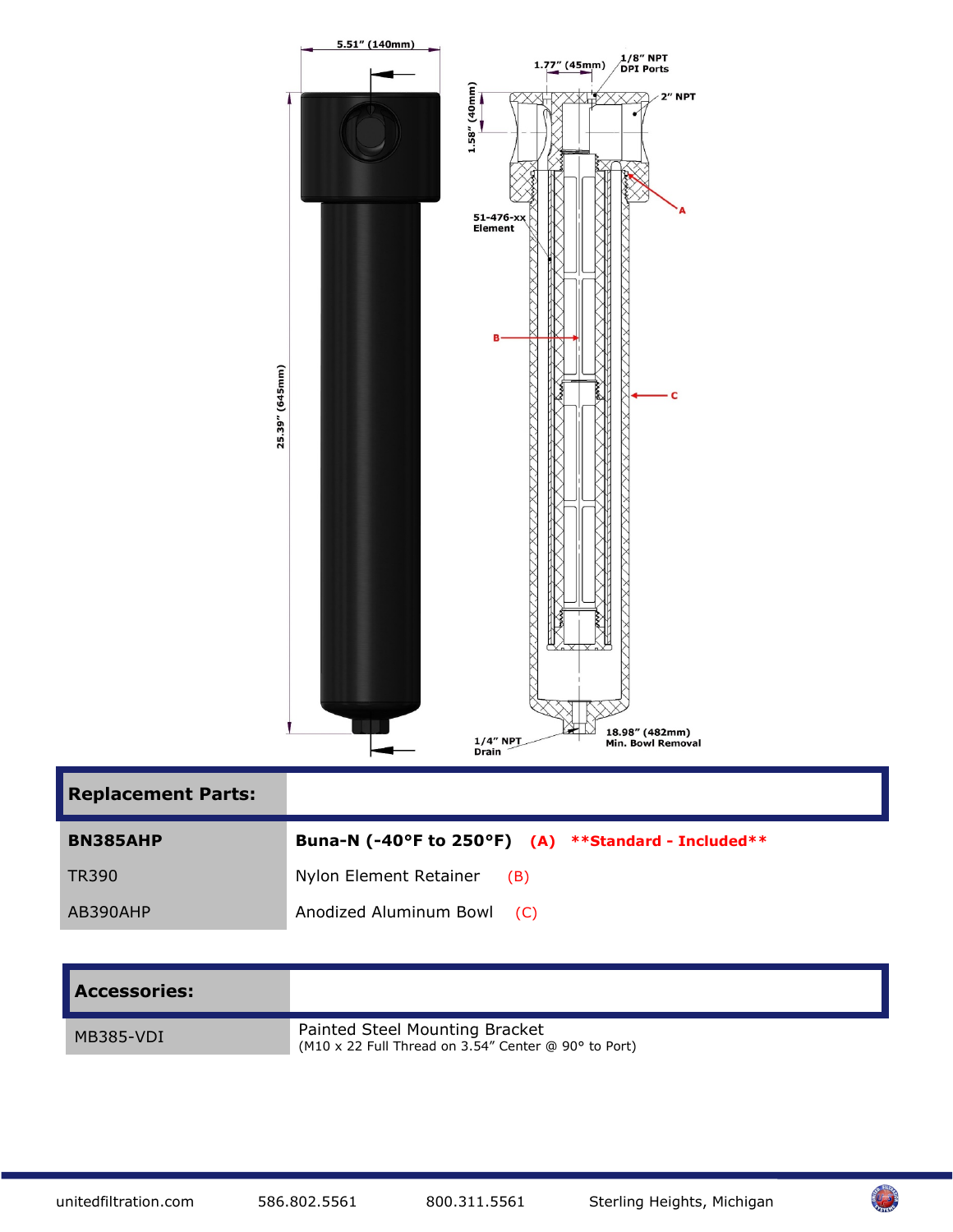5.51" (140mm)

25.39" (645mm)

1.77" (45mm)

1/8" NPT
DPI Ports

1.58" (40mm)

2" NPT

51-476-xx
Element

A

B

C

1/4" NPT
Drain

18.98" (482mm)
Min. Bowl Removal

| Replacement Parts: | |
|---|---|
| **BN385AHP** | **Buna-N (-40°F to 250°F)** **(A)** **\*\*Standard - Included\*\*** |
| TR390 | Nylon Element Retainer (B) |
| AB390AHP | Anodized Aluminum Bowl (C) |

| Accessories: | |
|---|---|
| MB385-VDI | Painted Steel Mounting Bracket (M10 x 22 Full Thread on 3.54" Center @ 90° to Port) |

unitedfiltration.com 586.802.5561 800.311.5561 Sterling Heights, Michigan